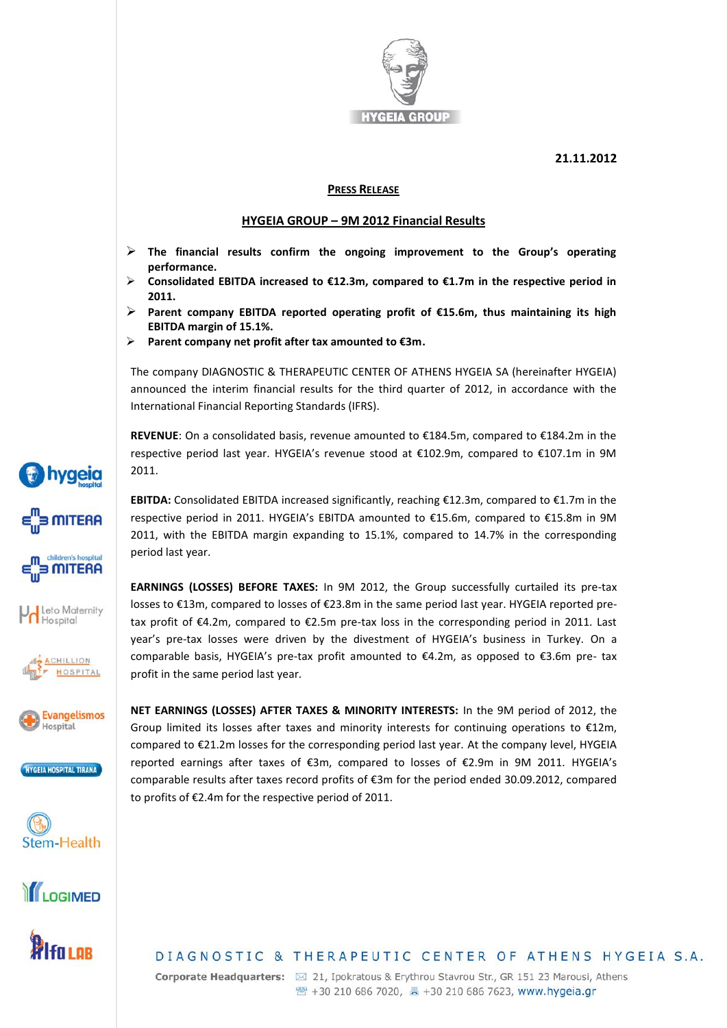21.11.2012

**PRESS RELEASE**

## HYGEIA GROUP – 9M 2012 Financial Results

- **The financial results confirm the ongoing improvement to the Group's operating performance.**
- **Consolidated EBITDA increased to €12.3m, compared to €1.7m in the respective period in 2011.**
- **Parent company EBITDA reported operating profit of €15.6m, thus maintaining its high EBITDA margin of 15.1%.**
- **Parent company net profit after tax amounted to €3m.**

The company DIAGNOSTIC & THERAPEUTIC CENTER OF ATHENS HYGEIA SA (hereinafter HYGEIA) announced the interim financial results for the third quarter of 2012, in accordance with the International Financial Reporting Standards (IFRS).

**REVENUE**: On a consolidated basis, revenue amounted to €184.5m, compared to €184.2m in the respective period last year. HYGEIA's revenue stood at €102.9m, compared to €107.1m in 9M 2011.

**EBITDA:** Consolidated EBITDA increased significantly, reaching €12.3m, compared to €1.7m in the respective period in 2011. HYGEIA's EBITDA amounted to €15.6m, compared to €15.8m in 9M 2011, with the EBITDA margin expanding to 15.1%, compared to 14.7% in the corresponding period last year.

**EARNINGS (LOSSES) BEFORE TAXES:** In 9M 2012, the Group successfully curtailed its pre-tax losses to €13m, compared to losses of €23.8m in the same period last year. HYGEIA reported pre-tax profit of €4.2m, compared to €2.5m pre-tax loss in the corresponding period in 2011. Last year's pre-tax losses were driven by the divestment of HYGEIA's business in Turkey. On a comparable basis, HYGEIA's pre-tax profit amounted to €4.2m, as opposed to €3.6m pre- tax profit in the same period last year.

**NET EARNINGS (LOSSES) AFTER TAXES & MINORITY INTERESTS:** In the 9M period of 2012, the Group limited its losses after taxes and minority interests for continuing operations to €12m, compared to €21.2m losses for the corresponding period last year. At the company level, HYGEIA reported earnings after taxes of €3m, compared to losses of €2.9m in 9M 2011. HYGEIA's comparable results after taxes record profits of €3m for the period ended 30.09.2012, compared to profits of €2.4m for the respective period of 2011.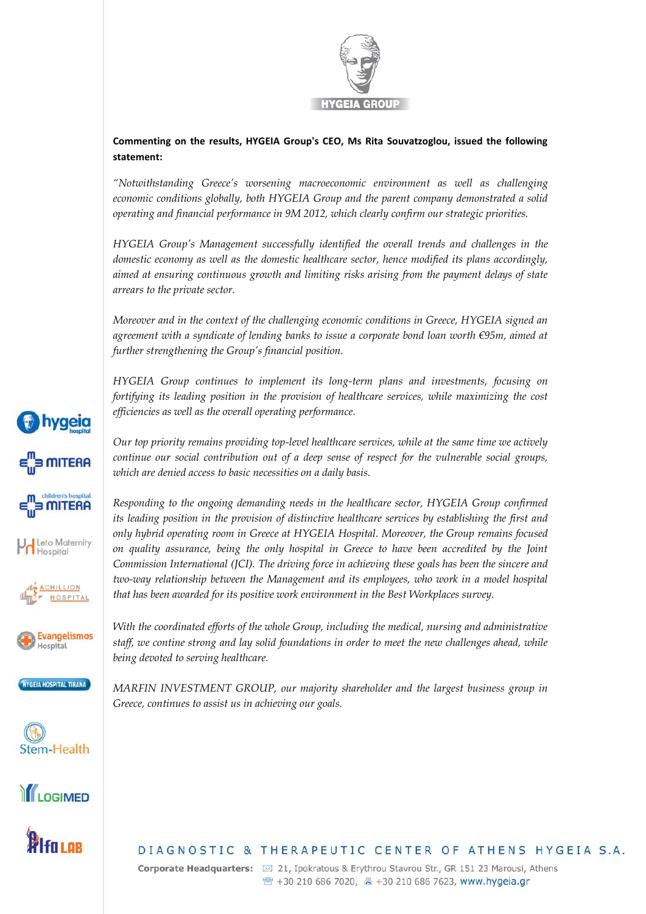**Commenting on the results, HYGEIA Group's CEO, Ms Rita Souvatzoglou, issued the following statement:**

*"Notwithstanding Greece's worsening macroeconomic environment as well as challenging economic conditions globally, both HYGEIA Group and the parent company demonstrated a solid operating and financial performance in 9M 2012, which clearly confirm our strategic priorities.*

*HYGEIA Group's Management successfully identified the overall trends and challenges in the domestic economy as well as the domestic healthcare sector, hence modified its plans accordingly, aimed at ensuring continuous growth and limiting risks arising from the payment delays of state arrears to the private sector.*

*Moreover and in the context of the challenging economic conditions in Greece, HYGEIA signed an agreement with a syndicate of lending banks to issue a corporate bond loan worth €95m, aimed at further strengthening the Group's financial position.*

*HYGEIA Group continues to implement its long-term plans and investments, focusing on fortifying its leading position in the provision of healthcare services, while maximizing the cost efficiencies as well as the overall operating performance.*

*Our top priority remains providing top-level healthcare services, while at the same time we actively continue our social contribution out of a deep sense of respect for the vulnerable social groups, which are denied access to basic necessities on a daily basis.*

*Responding to the ongoing demanding needs in the healthcare sector, HYGEIA Group confirmed its leading position in the provision of distinctive healthcare services by establishing the first and only hybrid operating room in Greece at HYGEIA Hospital. Moreover, the Group remains focused on quality assurance, being the only hospital in Greece to have been accredited by the Joint Commission International (JCI). The driving force in achieving these goals has been the sincere and two-way relationship between the Management and its employees, who work in a model hospital that has been awarded for its positive work environment in the Best Workplaces survey.*

*With the coordinated efforts of the whole Group, including the medical, nursing and administrative staff, we contine strong and lay solid foundations in order to meet the new challenges ahead, while being devoted to serving healthcare.*

*MARFIN INVESTMENT GROUP, our majority shareholder and the largest business group in Greece, continues to assist us in achieving our goals.*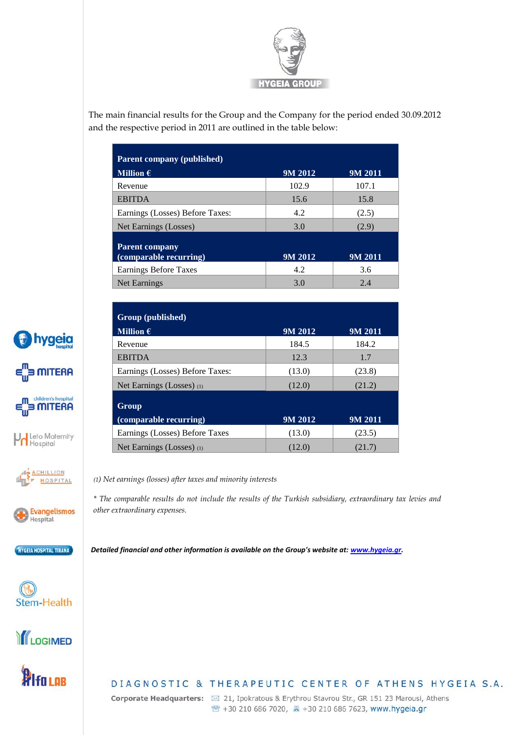The main financial results for the Group and the Company for the period ended 30.09.2012 and the respective period in 2011 are outlined in the table below:

| **Parent company (published)**<br>**Million €** | **9M 2012** | **9M 2011** |
|---|---|---|
| Revenue | 102.9 | 107.1 |
| EBITDA | 15.6 | 15.8 |
| Earnings (Losses) Before Taxes: | 4.2 | (2.5) |
| Net Earnings (Losses) | 3.0 | (2.9) |
| **Parent company (comparable recurring)** | **9M 2012** | **9M 2011** |
| Earnings Before Taxes | 4.2 | 3.6 |
| Net Earnings | 3.0 | 2.4 |

| **Group (published)**<br>**Million €** | **9M 2012** | **9M 2011** |
|---|---|---|
| Revenue | 184.5 | 184.2 |
| EBITDA | 12.3 | 1.7 |
| Earnings (Losses) Before Taxes: | (13.0) | (23.8) |
| Net Earnings (Losses) (1) | (12.0) | (21.2) |
| **Group (comparable recurring)** | **9M 2012** | **9M 2011** |
| Earnings (Losses) Before Taxes | (13.0) | (23.5) |
| Net Earnings (Losses) (1) | (12.0) | (21.7) |

*(1) Net earnings (losses) after taxes and minority interests*

*\* The comparable results do not include the results of the Turkish subsidiary, extraordinary tax levies and other extraordinary expenses.*

***Detailed financial and other information is available on the Group's website at: www.hygeia.gr.***

DIAGNOSTIC & THERAPEUTIC CENTER OF ATHENS HYGEIA S.A.

Corporate Headquarters: 21, Ipokratous & Erythrou Stavrou Str., GR 151 23 Marousi, Athens
+30 210 686 7020, +30 210 686 7623, www.hygeia.gr